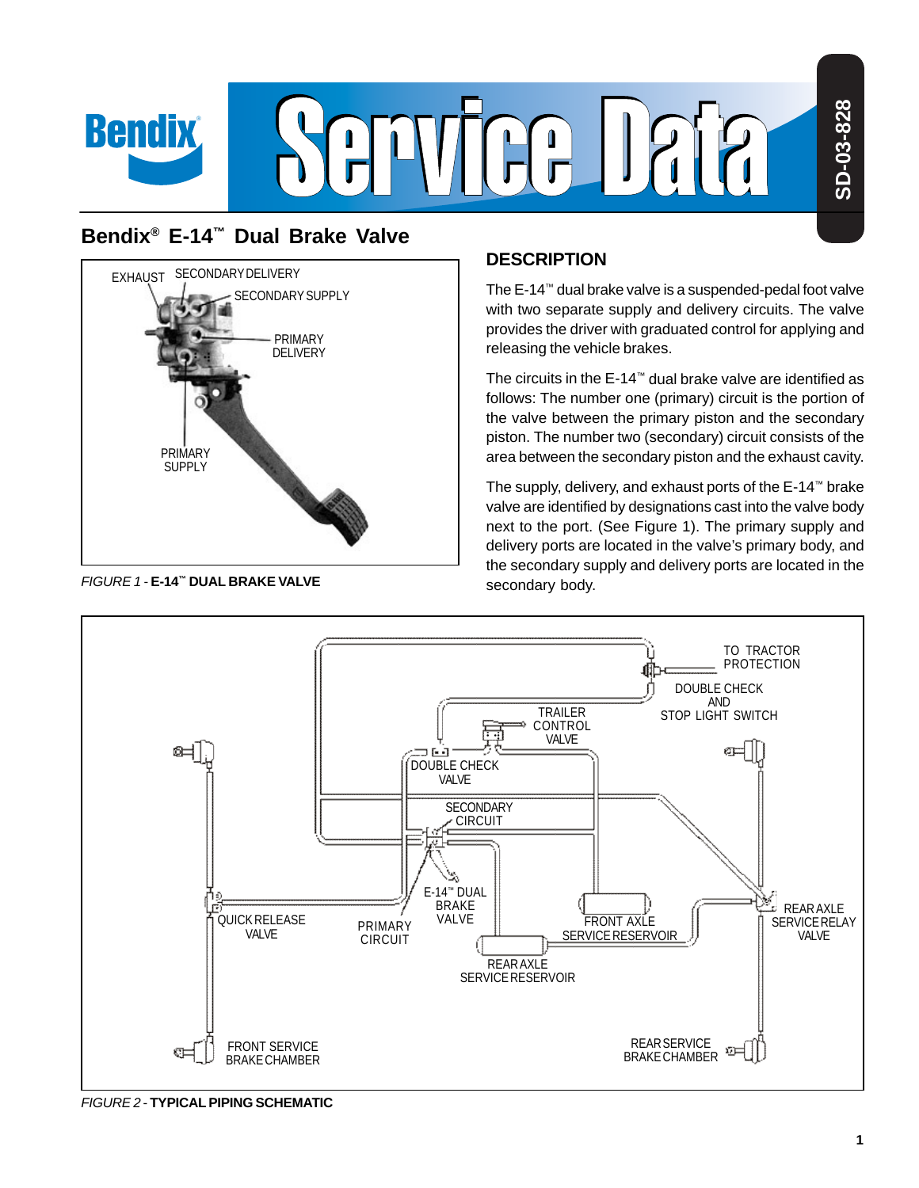# Bendix® E-14™ Dual Brake Valve

FIGURE 1 - **E-14™ DUAL BRAKE VALVE**

## DESCRIPTION

The E-14™ dual brake valve is a suspended-pedal foot valve with two separate supply and delivery circuits. The valve provides the driver with graduated control for applying and releasing the vehicle brakes.

The circuits in the E-14™ dual brake valve are identified as follows: The number one (primary) circuit is the portion of the valve between the primary piston and the secondary piston. The number two (secondary) circuit consists of the area between the secondary piston and the exhaust cavity.

The supply, delivery, and exhaust ports of the E-14™ brake valve are identified by designations cast into the valve body next to the port. (See Figure 1). The primary supply and delivery ports are located in the valve's primary body, and the secondary supply and delivery ports are located in the secondary body.

FIGURE 2 - **TYPICAL PIPING SCHEMATIC**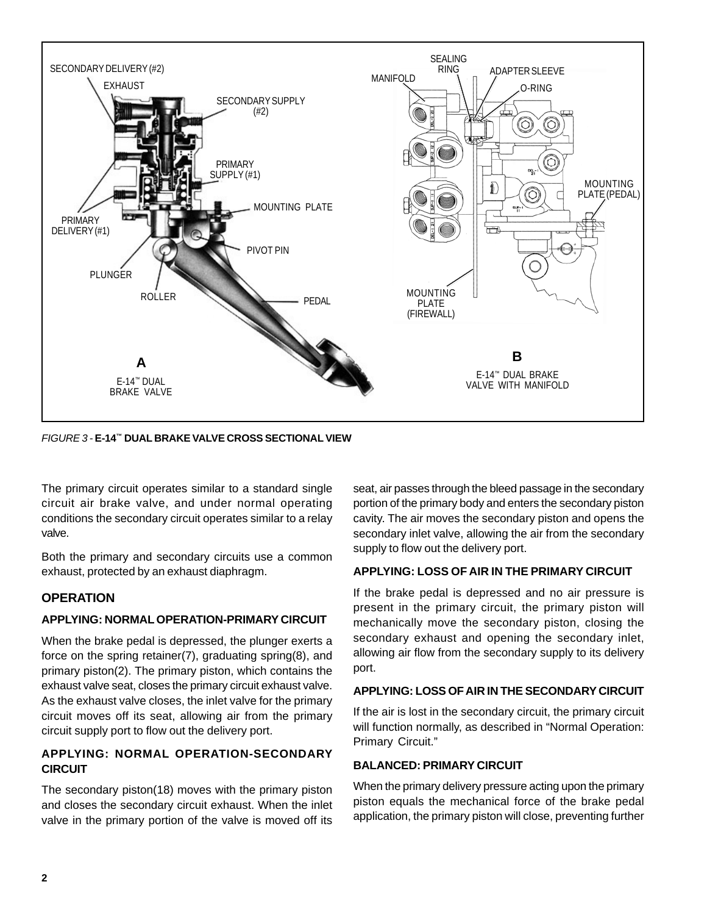FIGURE 3 - **E-14™ DUAL BRAKE VALVE CROSS SECTIONAL VIEW**

The primary circuit operates similar to a standard single circuit air brake valve, and under normal operating conditions the secondary circuit operates similar to a relay valve.

Both the primary and secondary circuits use a common exhaust, protected by an exhaust diaphragm.

## OPERATION

### APPLYING: NORMAL OPERATION-PRIMARY CIRCUIT

When the brake pedal is depressed, the plunger exerts a force on the spring retainer(7), graduating spring(8), and primary piston(2). The primary piston, which contains the exhaust valve seat, closes the primary circuit exhaust valve. As the exhaust valve closes, the inlet valve for the primary circuit moves off its seat, allowing air from the primary circuit supply port to flow out the delivery port.

### APPLYING: NORMAL OPERATION-SECONDARY CIRCUIT

The secondary piston(18) moves with the primary piston and closes the secondary circuit exhaust. When the inlet valve in the primary portion of the valve is moved off its seat, air passes through the bleed passage in the secondary portion of the primary body and enters the secondary piston cavity. The air moves the secondary piston and opens the secondary inlet valve, allowing the air from the secondary supply to flow out the delivery port.

### APPLYING: LOSS OF AIR IN THE PRIMARY CIRCUIT

If the brake pedal is depressed and no air pressure is present in the primary circuit, the primary piston will mechanically move the secondary piston, closing the secondary exhaust and opening the secondary inlet, allowing air flow from the secondary supply to its delivery port.

### APPLYING: LOSS OF AIR IN THE SECONDARY CIRCUIT

If the air is lost in the secondary circuit, the primary circuit will function normally, as described in "Normal Operation: Primary Circuit."

### BALANCED: PRIMARY CIRCUIT

When the primary delivery pressure acting upon the primary piston equals the mechanical force of the brake pedal application, the primary piston will close, preventing further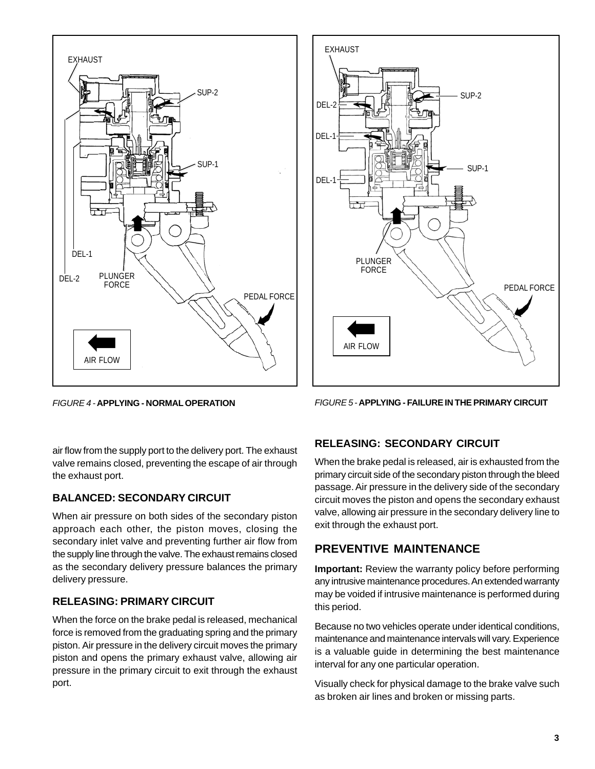*FIGURE 4* - **APPLYING - NORMAL OPERATION**

*FIGURE 5* - **APPLYING - FAILURE IN THE PRIMARY CIRCUIT**

air flow from the supply port to the delivery port. The exhaust valve remains closed, preventing the escape of air through the exhaust port.

### BALANCED: SECONDARY CIRCUIT

When air pressure on both sides of the secondary piston approach each other, the piston moves, closing the secondary inlet valve and preventing further air flow from the supply line through the valve. The exhaust remains closed as the secondary delivery pressure balances the primary delivery pressure.

### RELEASING: PRIMARY CIRCUIT

When the force on the brake pedal is released, mechanical force is removed from the graduating spring and the primary piston. Air pressure in the delivery circuit moves the primary piston and opens the primary exhaust valve, allowing air pressure in the primary circuit to exit through the exhaust port.

### RELEASING: SECONDARY CIRCUIT

When the brake pedal is released, air is exhausted from the primary circuit side of the secondary piston through the bleed passage. Air pressure in the delivery side of the secondary circuit moves the piston and opens the secondary exhaust valve, allowing air pressure in the secondary delivery line to exit through the exhaust port.

## PREVENTIVE MAINTENANCE

**Important:** Review the warranty policy before performing any intrusive maintenance procedures. An extended warranty may be voided if intrusive maintenance is performed during this period.

Because no two vehicles operate under identical conditions, maintenance and maintenance intervals will vary. Experience is a valuable guide in determining the best maintenance interval for any one particular operation.

Visually check for physical damage to the brake valve such as broken air lines and broken or missing parts.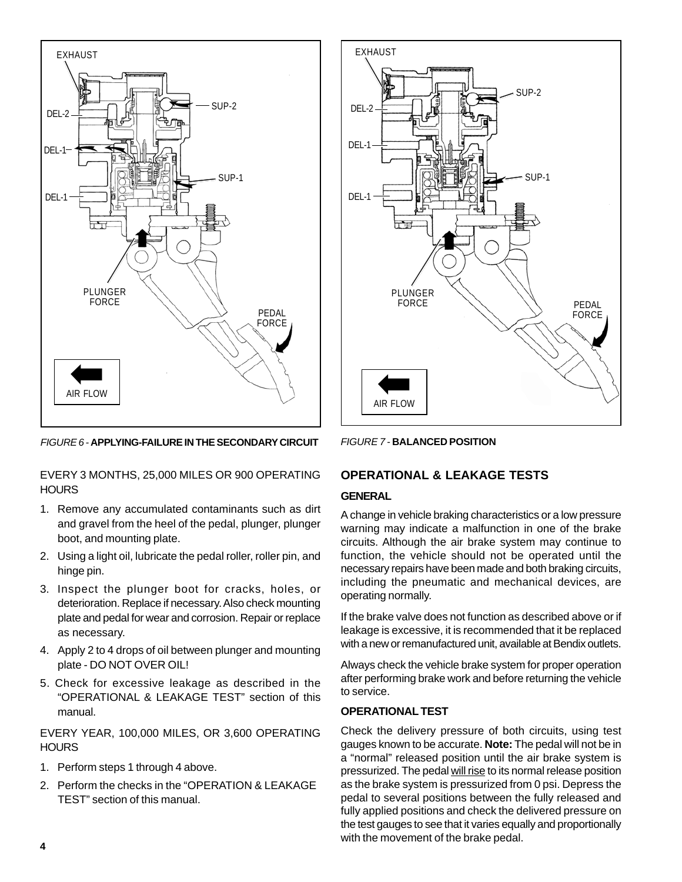*FIGURE 6* - **APPLYING-FAILURE IN THE SECONDARY CIRCUIT**

*FIGURE 7* - **BALANCED POSITION**

EVERY 3 MONTHS, 25,000 MILES OR 900 OPERATING HOURS

1. Remove any accumulated contaminants such as dirt and gravel from the heel of the pedal, plunger, plunger boot, and mounting plate.
2. Using a light oil, lubricate the pedal roller, roller pin, and hinge pin.
3. Inspect the plunger boot for cracks, holes, or deterioration. Replace if necessary. Also check mounting plate and pedal for wear and corrosion. Repair or replace as necessary.
4. Apply 2 to 4 drops of oil between plunger and mounting plate - DO NOT OVER OIL!
5. Check for excessive leakage as described in the "OPERATIONAL & LEAKAGE TEST" section of this manual.

EVERY YEAR, 100,000 MILES, OR 3,600 OPERATING HOURS

1. Perform steps 1 through 4 above.
2. Perform the checks in the "OPERATION & LEAKAGE TEST" section of this manual.

## OPERATIONAL & LEAKAGE TESTS

### GENERAL

A change in vehicle braking characteristics or a low pressure warning may indicate a malfunction in one of the brake circuits. Although the air brake system may continue to function, the vehicle should not be operated until the necessary repairs have been made and both braking circuits, including the pneumatic and mechanical devices, are operating normally.

If the brake valve does not function as described above or if leakage is excessive, it is recommended that it be replaced with a new or remanufactured unit, available at Bendix outlets.

Always check the vehicle brake system for proper operation after performing brake work and before returning the vehicle to service.

### OPERATIONAL TEST

Check the delivery pressure of both circuits, using test gauges known to be accurate. **Note:** The pedal will not be in a "normal" released position until the air brake system is pressurized. The pedal will rise to its normal release position as the brake system is pressurized from 0 psi. Depress the pedal to several positions between the fully released and fully applied positions and check the delivered pressure on the test gauges to see that it varies equally and proportionally with the movement of the brake pedal.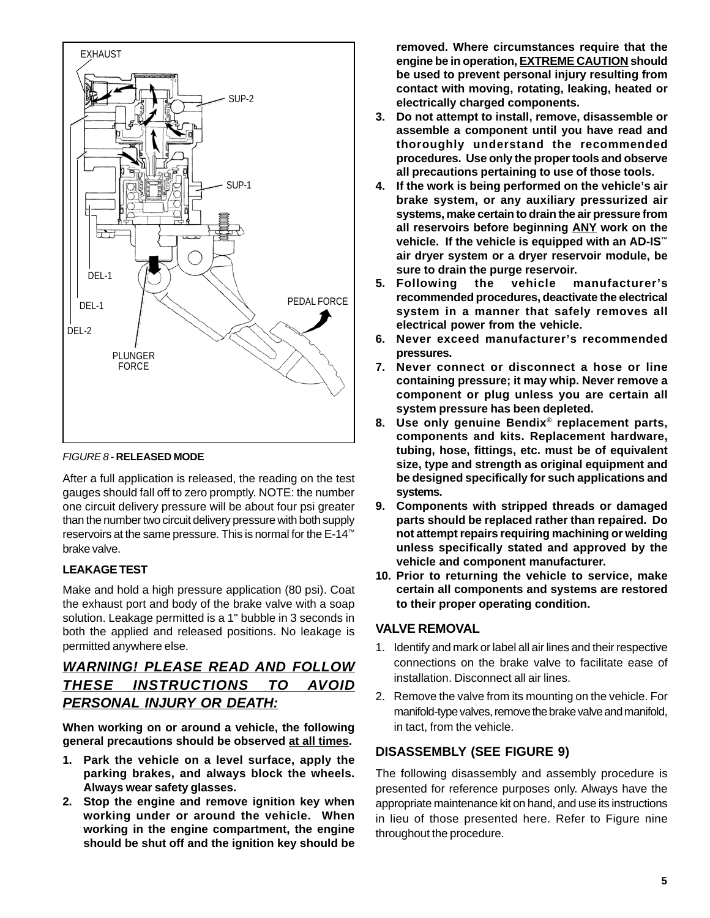*FIGURE 8* - **RELEASED MODE**

After a full application is released, the reading on the test gauges should fall off to zero promptly. NOTE: the number one circuit delivery pressure will be about four psi greater than the number two circuit delivery pressure with both supply reservoirs at the same pressure. This is normal for the E-14™ brake valve.

**LEAKAGE TEST**

Make and hold a high pressure application (80 psi). Coat the exhaust port and body of the brake valve with a soap solution. Leakage permitted is a 1" bubble in 3 seconds in both the applied and released positions. No leakage is permitted anywhere else.

## *WARNING! PLEASE READ AND FOLLOW THESE INSTRUCTIONS TO AVOID PERSONAL INJURY OR DEATH:*

**When working on or around a vehicle, the following general precautions should be observed at all times.**

1. **Park the vehicle on a level surface, apply the parking brakes, and always block the wheels. Always wear safety glasses.**
2. **Stop the engine and remove ignition key when working under or around the vehicle. When working in the engine compartment, the engine should be shut off and the ignition key should be removed. Where circumstances require that the engine be in operation, EXTREME CAUTION should be used to prevent personal injury resulting from contact with moving, rotating, leaking, heated or electrically charged components.**
3. **Do not attempt to install, remove, disassemble or assemble a component until you have read and thoroughly understand the recommended procedures. Use only the proper tools and observe all precautions pertaining to use of those tools.**
4. **If the work is being performed on the vehicle's air brake system, or any auxiliary pressurized air systems, make certain to drain the air pressure from all reservoirs before beginning ANY work on the vehicle. If the vehicle is equipped with an AD-IS™ air dryer system or a dryer reservoir module, be sure to drain the purge reservoir.**
5. **Following the vehicle manufacturer's recommended procedures, deactivate the electrical system in a manner that safely removes all electrical power from the vehicle.**
6. **Never exceed manufacturer's recommended pressures.**
7. **Never connect or disconnect a hose or line containing pressure; it may whip. Never remove a component or plug unless you are certain all system pressure has been depleted.**
8. **Use only genuine Bendix® replacement parts, components and kits. Replacement hardware, tubing, hose, fittings, etc. must be of equivalent size, type and strength as original equipment and be designed specifically for such applications and systems.**
9. **Components with stripped threads or damaged parts should be replaced rather than repaired. Do not attempt repairs requiring machining or welding unless specifically stated and approved by the vehicle and component manufacturer.**
10. **Prior to returning the vehicle to service, make certain all components and systems are restored to their proper operating condition.**

### VALVE REMOVAL

1. Identify and mark or label all air lines and their respective connections on the brake valve to facilitate ease of installation. Disconnect all air lines.
2. Remove the valve from its mounting on the vehicle. For manifold-type valves, remove the brake valve and manifold, in tact, from the vehicle.

### DISASSEMBLY (SEE FIGURE 9)

The following disassembly and assembly procedure is presented for reference purposes only. Always have the appropriate maintenance kit on hand, and use its instructions in lieu of those presented here. Refer to Figure nine throughout the procedure.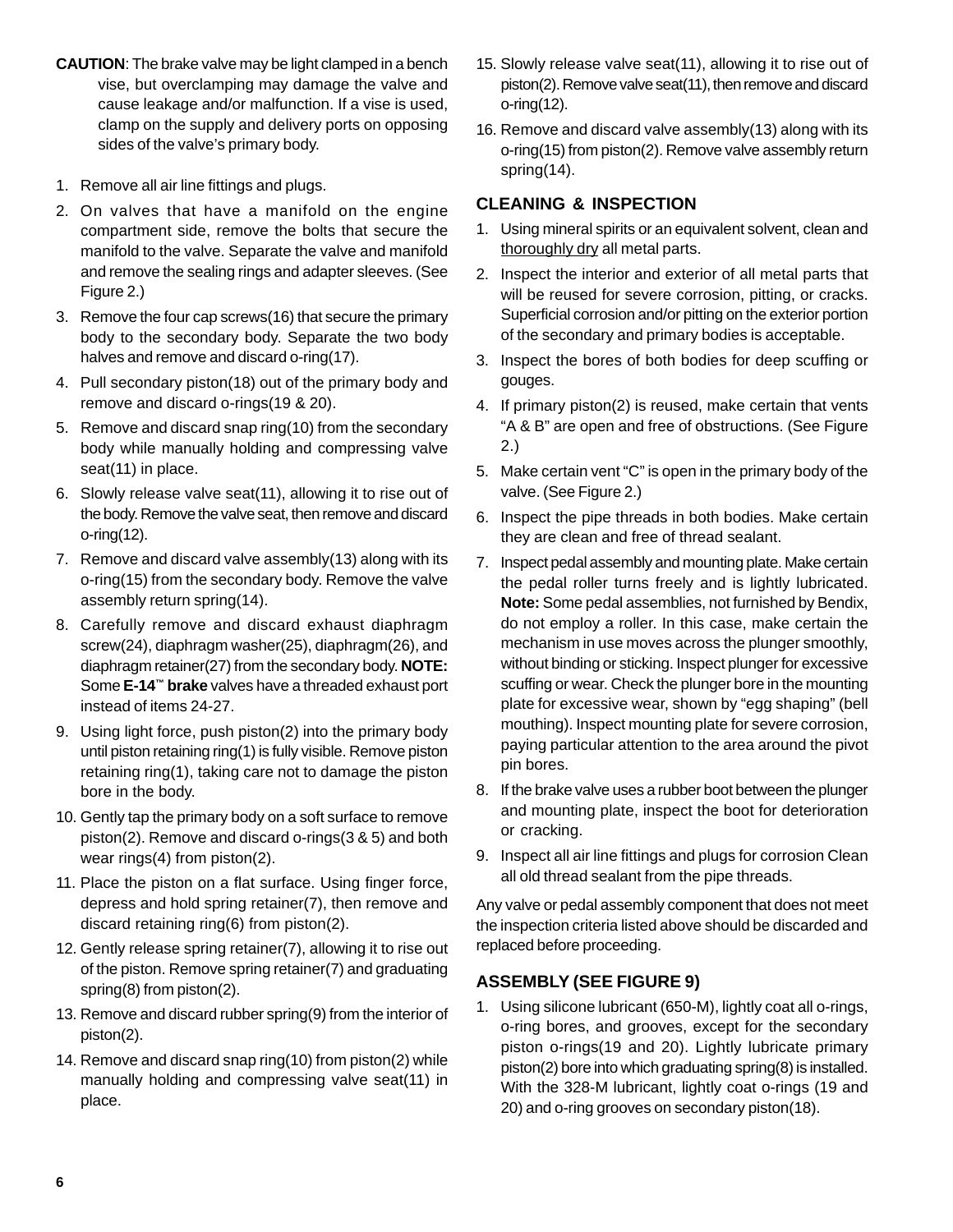**CAUTION**: The brake valve may be light clamped in a bench vise, but overclamping may damage the valve and cause leakage and/or malfunction. If a vise is used, clamp on the supply and delivery ports on opposing sides of the valve's primary body.

1. Remove all air line fittings and plugs.
2. On valves that have a manifold on the engine compartment side, remove the bolts that secure the manifold to the valve. Separate the valve and manifold and remove the sealing rings and adapter sleeves. (See Figure 2.)
3. Remove the four cap screws(16) that secure the primary body to the secondary body. Separate the two body halves and remove and discard o-ring(17).
4. Pull secondary piston(18) out of the primary body and remove and discard o-rings(19 & 20).
5. Remove and discard snap ring(10) from the secondary body while manually holding and compressing valve seat(11) in place.
6. Slowly release valve seat(11), allowing it to rise out of the body. Remove the valve seat, then remove and discard o-ring(12).
7. Remove and discard valve assembly(13) along with its o-ring(15) from the secondary body. Remove the valve assembly return spring(14).
8. Carefully remove and discard exhaust diaphragm screw(24), diaphragm washer(25), diaphragm(26), and diaphragm retainer(27) from the secondary body. **NOTE:** Some **E-14™ brake** valves have a threaded exhaust port instead of items 24-27.
9. Using light force, push piston(2) into the primary body until piston retaining ring(1) is fully visible. Remove piston retaining ring(1), taking care not to damage the piston bore in the body.
10. Gently tap the primary body on a soft surface to remove piston(2). Remove and discard o-rings(3 & 5) and both wear rings(4) from piston(2).
11. Place the piston on a flat surface. Using finger force, depress and hold spring retainer(7), then remove and discard retaining ring(6) from piston(2).
12. Gently release spring retainer(7), allowing it to rise out of the piston. Remove spring retainer(7) and graduating spring(8) from piston(2).
13. Remove and discard rubber spring(9) from the interior of piston(2).
14. Remove and discard snap ring(10) from piston(2) while manually holding and compressing valve seat(11) in place.
15. Slowly release valve seat(11), allowing it to rise out of piston(2). Remove valve seat(11), then remove and discard o-ring(12).
16. Remove and discard valve assembly(13) along with its o-ring(15) from piston(2). Remove valve assembly return spring(14).

## CLEANING & INSPECTION

1. Using mineral spirits or an equivalent solvent, clean and thoroughly dry all metal parts.
2. Inspect the interior and exterior of all metal parts that will be reused for severe corrosion, pitting, or cracks. Superficial corrosion and/or pitting on the exterior portion of the secondary and primary bodies is acceptable.
3. Inspect the bores of both bodies for deep scuffing or gouges.
4. If primary piston(2) is reused, make certain that vents "A & B" are open and free of obstructions. (See Figure 2.)
5. Make certain vent "C" is open in the primary body of the valve. (See Figure 2.)
6. Inspect the pipe threads in both bodies. Make certain they are clean and free of thread sealant.
7. Inspect pedal assembly and mounting plate. Make certain the pedal roller turns freely and is lightly lubricated. **Note:** Some pedal assemblies, not furnished by Bendix, do not employ a roller. In this case, make certain the mechanism in use moves across the plunger smoothly, without binding or sticking. Inspect plunger for excessive scuffing or wear. Check the plunger bore in the mounting plate for excessive wear, shown by "egg shaping" (bell mouthing). Inspect mounting plate for severe corrosion, paying particular attention to the area around the pivot pin bores.
8. If the brake valve uses a rubber boot between the plunger and mounting plate, inspect the boot for deterioration or cracking.
9. Inspect all air line fittings and plugs for corrosion Clean all old thread sealant from the pipe threads.

Any valve or pedal assembly component that does not meet the inspection criteria listed above should be discarded and replaced before proceeding.

## ASSEMBLY (SEE FIGURE 9)

1. Using silicone lubricant (650-M), lightly coat all o-rings, o-ring bores, and grooves, except for the secondary piston o-rings(19 and 20). Lightly lubricate primary piston(2) bore into which graduating spring(8) is installed. With the 328-M lubricant, lightly coat o-rings (19 and 20) and o-ring grooves on secondary piston(18).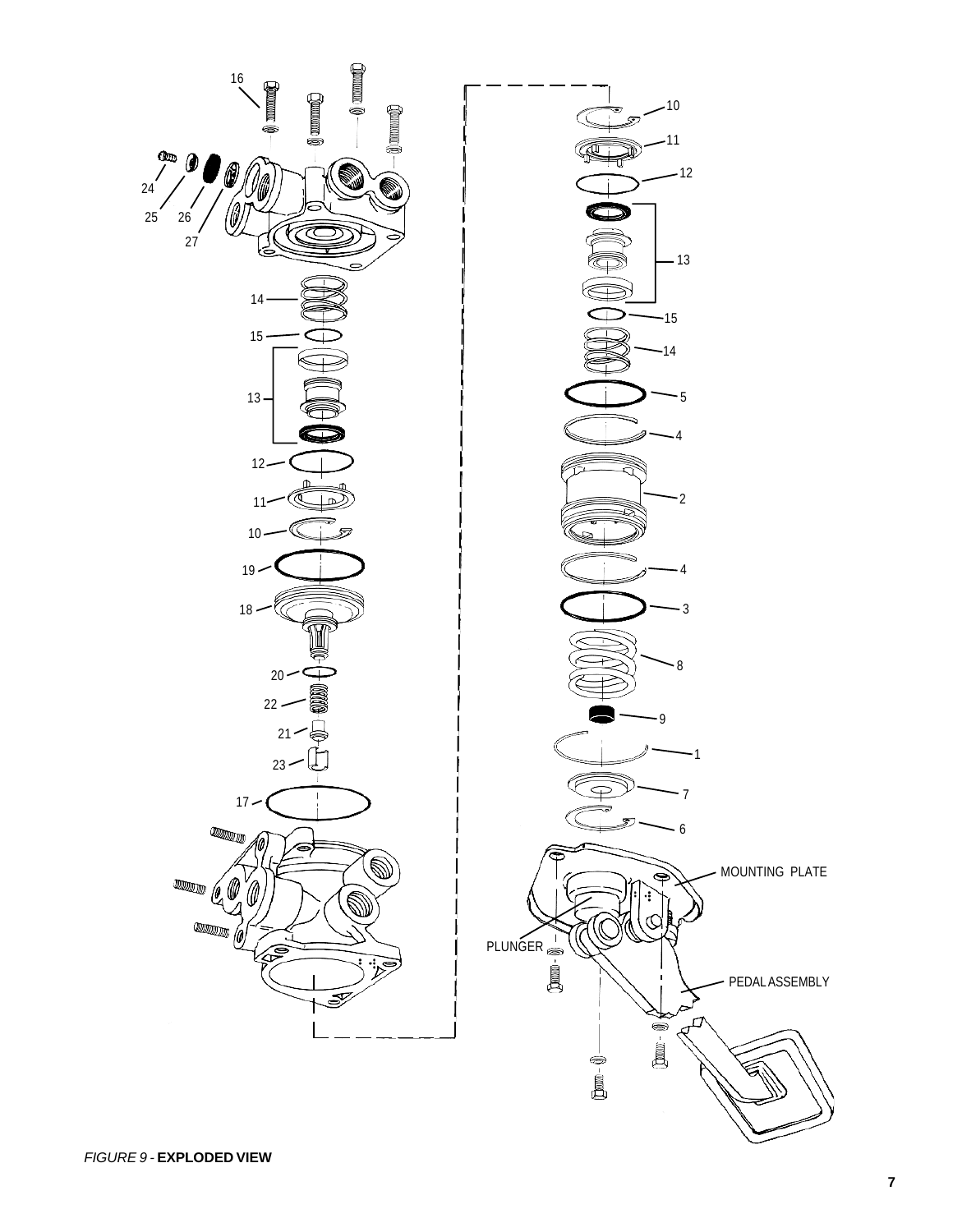*FIGURE 9* - **EXPLODED VIEW**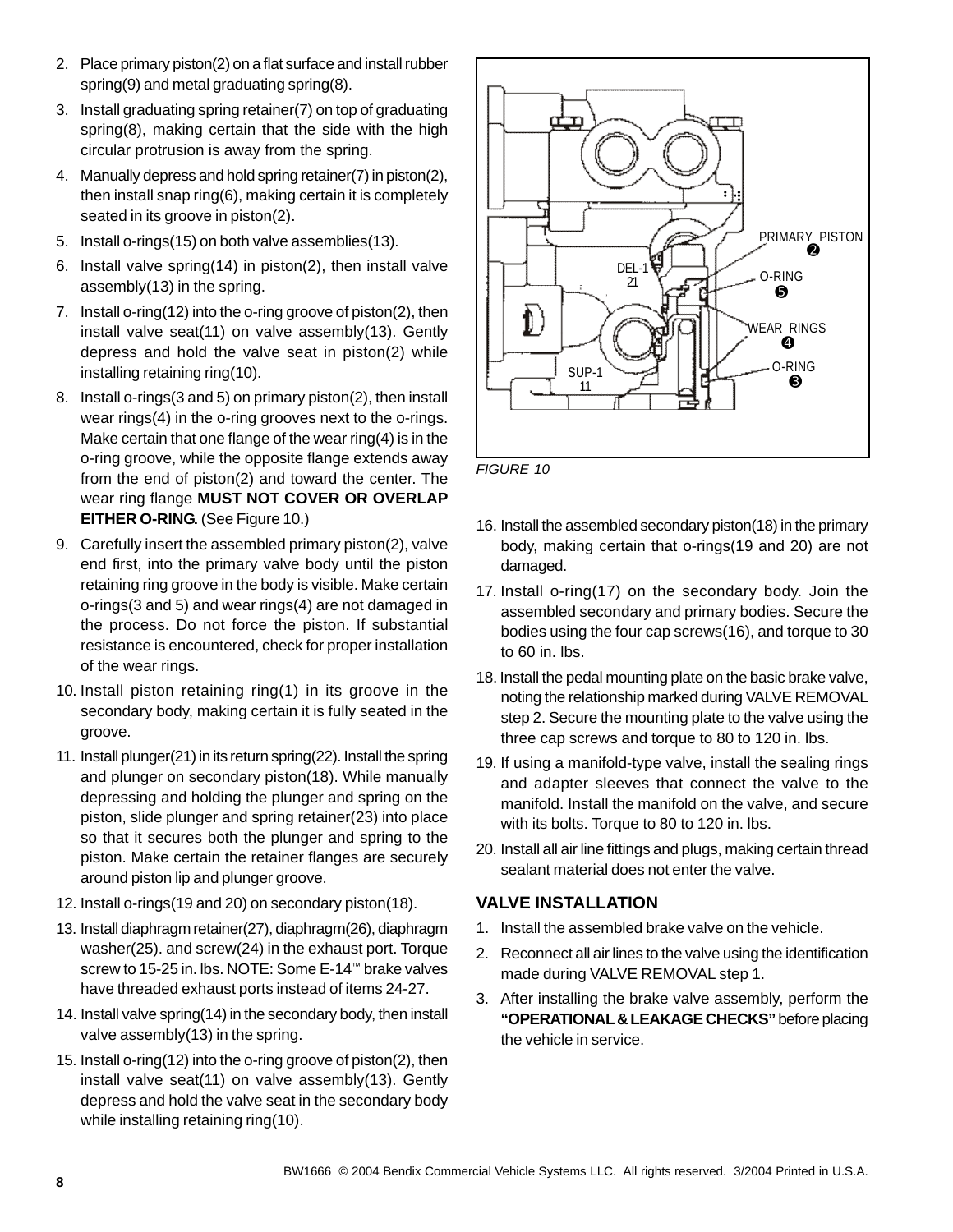2. Place primary piston(2) on a flat surface and install rubber spring(9) and metal graduating spring(8).
3. Install graduating spring retainer(7) on top of graduating spring(8), making certain that the side with the high circular protrusion is away from the spring.
4. Manually depress and hold spring retainer(7) in piston(2), then install snap ring(6), making certain it is completely seated in its groove in piston(2).
5. Install o-rings(15) on both valve assemblies(13).
6. Install valve spring(14) in piston(2), then install valve assembly(13) in the spring.
7. Install o-ring(12) into the o-ring groove of piston(2), then install valve seat(11) on valve assembly(13). Gently depress and hold the valve seat in piston(2) while installing retaining ring(10).
8. Install o-rings(3 and 5) on primary piston(2), then install wear rings(4) in the o-ring grooves next to the o-rings. Make certain that one flange of the wear ring(4) is in the o-ring groove, while the opposite flange extends away from the end of piston(2) and toward the center. The wear ring flange **MUST NOT COVER OR OVERLAP EITHER O-RING.** (See Figure 10.)
9. Carefully insert the assembled primary piston(2), valve end first, into the primary valve body until the piston retaining ring groove in the body is visible. Make certain o-rings(3 and 5) and wear rings(4) are not damaged in the process. Do not force the piston. If substantial resistance is encountered, check for proper installation of the wear rings.
10. Install piston retaining ring(1) in its groove in the secondary body, making certain it is fully seated in the groove.
11. Install plunger(21) in its return spring(22). Install the spring and plunger on secondary piston(18). While manually depressing and holding the plunger and spring on the piston, slide plunger and spring retainer(23) into place so that it secures both the plunger and spring to the piston. Make certain the retainer flanges are securely around piston lip and plunger groove.
12. Install o-rings(19 and 20) on secondary piston(18).
13. Install diaphragm retainer(27), diaphragm(26), diaphragm washer(25). and screw(24) in the exhaust port. Torque screw to 15-25 in. lbs. NOTE: Some E-14™ brake valves have threaded exhaust ports instead of items 24-27.
14. Install valve spring(14) in the secondary body, then install valve assembly(13) in the spring.
15. Install o-ring(12) into the o-ring groove of piston(2), then install valve seat(11) on valve assembly(13). Gently depress and hold the valve seat in the secondary body while installing retaining ring(10).

PRIMARY PISTON 2
DEL-1 21
O-RING 5
WEAR RINGS 4
O-RING 3
SUP-1 11

*FIGURE 10*

16. Install the assembled secondary piston(18) in the primary body, making certain that o-rings(19 and 20) are not damaged.
17. Install o-ring(17) on the secondary body. Join the assembled secondary and primary bodies. Secure the bodies using the four cap screws(16), and torque to 30 to 60 in. lbs.
18. Install the pedal mounting plate on the basic brake valve, noting the relationship marked during VALVE REMOVAL step 2. Secure the mounting plate to the valve using the three cap screws and torque to 80 to 120 in. lbs.
19. If using a manifold-type valve, install the sealing rings and adapter sleeves that connect the valve to the manifold. Install the manifold on the valve, and secure with its bolts. Torque to 80 to 120 in. lbs.
20. Install all air line fittings and plugs, making certain thread sealant material does not enter the valve.

### VALVE INSTALLATION

1. Install the assembled brake valve on the vehicle.
2. Reconnect all air lines to the valve using the identification made during VALVE REMOVAL step 1.
3. After installing the brake valve assembly, perform the **"OPERATIONAL & LEAKAGE CHECKS"** before placing the vehicle in service.

BW1666 © 2004 Bendix Commercial Vehicle Systems LLC. All rights reserved. 3/2004 Printed in U.S.A.